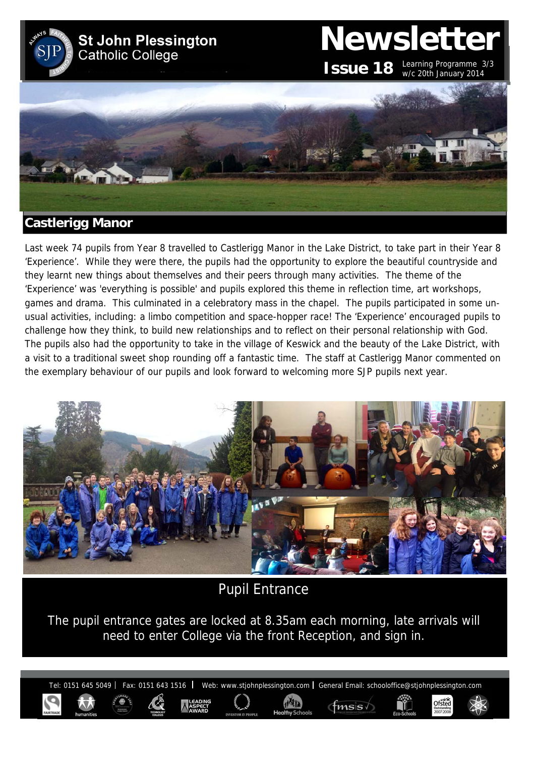# St John Plessington Catholic College

# Newsletter

**Issue 18** Learning Programme 3/3 w/c 20th January 2014

## Castlerigg Manor

Last week 74 pupils from Year 8 travelled to Castlerigg Manor in the Lake District, to take part in their Year 8 'Experience'. While they were there, the pupils had the opportunity to explore the beautiful countryside and they learnt new things about themselves and their peers through many activities. The theme of the 'Experience' was 'everything is possible' and pupils explored this theme in reflection time, art workshops, games and drama. This culminated in a celebratory mass in the chapel. The pupils participated in some unusual activities, including: a limbo competition and space-hopper race! The 'Experience' encouraged pupils to challenge how they think, to build new relationships and to reflect on their personal relationship with God. The pupils also had the opportunity to take in the village of Keswick and the beauty of the Lake District, with a visit to a traditional sweet shop rounding off a fantastic time. The staff at Castlerigg Manor commented on the exemplary behaviour of our pupils and look forward to welcoming more SJP pupils next year.

## Pupil Entrance

The pupil entrance gates are locked at 8.35am each morning, late arrivals will need to enter College via the front Reception, and sign in.

Tel: 0151 645 5049 | Fax: 0151 643 1516 | Web: www.stjohnplessington.com | General Email: schooloffice@stjohnplessington.com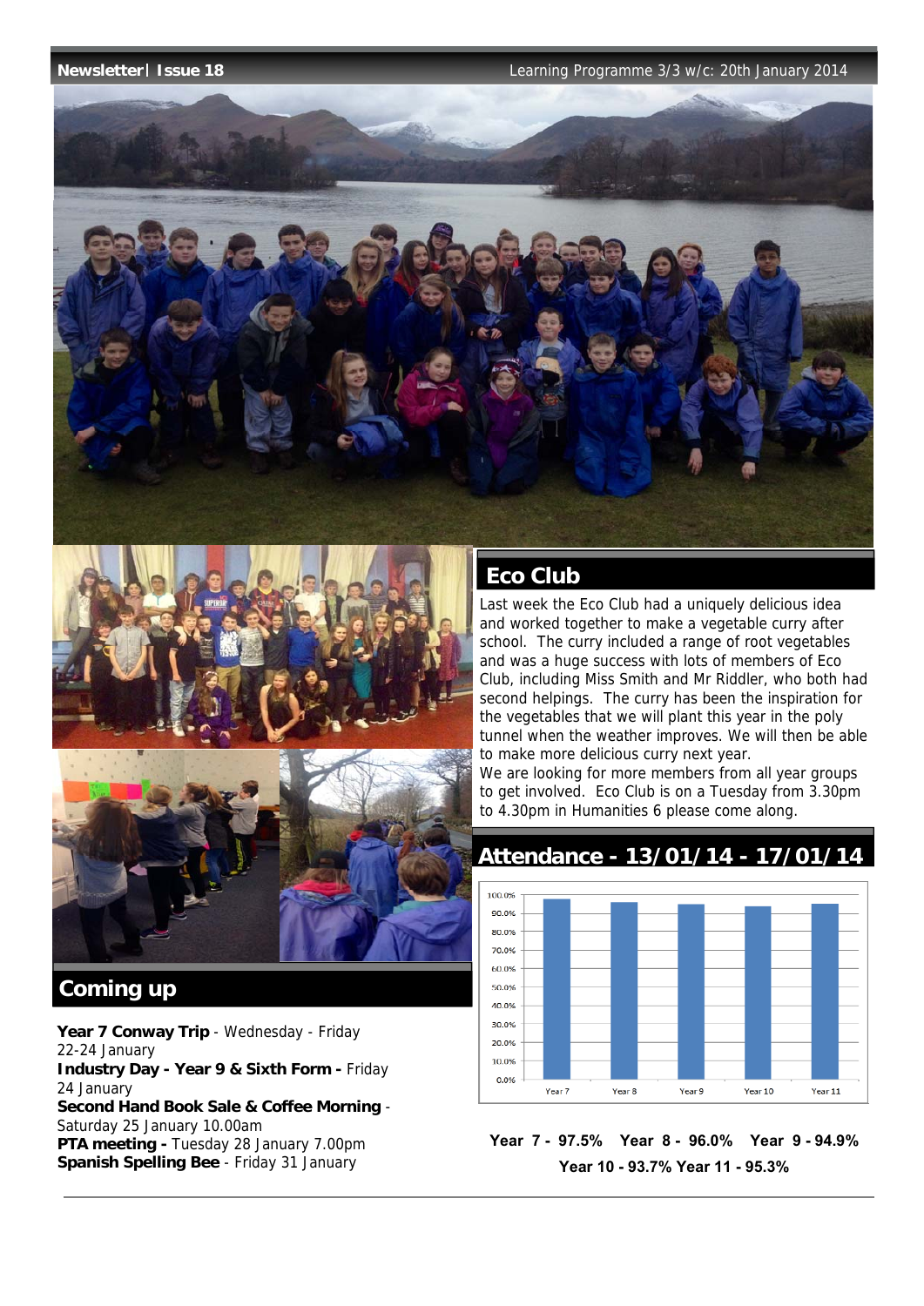## Eco Club

Last week the Eco Club had a uniquely delicious idea and worked together to make a vegetable curry after school. The curry included a range of root vegetables and was a huge success with lots of members of Eco Club, including Miss Smith and Mr Riddler, who both had second helpings. The curry has been the inspiration for the vegetables that we will plant this year in the poly tunnel when the weather improves. We will then be able to make more delicious curry next year.

We are looking for more members from all year groups to get involved. Eco Club is on a Tuesday from 3.30pm to 4.30pm in Humanities 6 please come along.

## Attendance - 13/01/14 - 17/01/14

**Year 7 - 97.5% Year 8 - 96.0% Year 9 - 94.9%**
**Year 10 - 93.7% Year 11 - 95.3%**

## Coming up

**Year 7 Conway Trip** - Wednesday - Friday 22-24 January
**Industry Day - Year 9 & Sixth Form -** Friday 24 January
**Second Hand Book Sale & Coffee Morning** - Saturday 25 January 10.00am
**PTA meeting -** Tuesday 28 January 7.00pm
**Spanish Spelling Bee** - Friday 31 January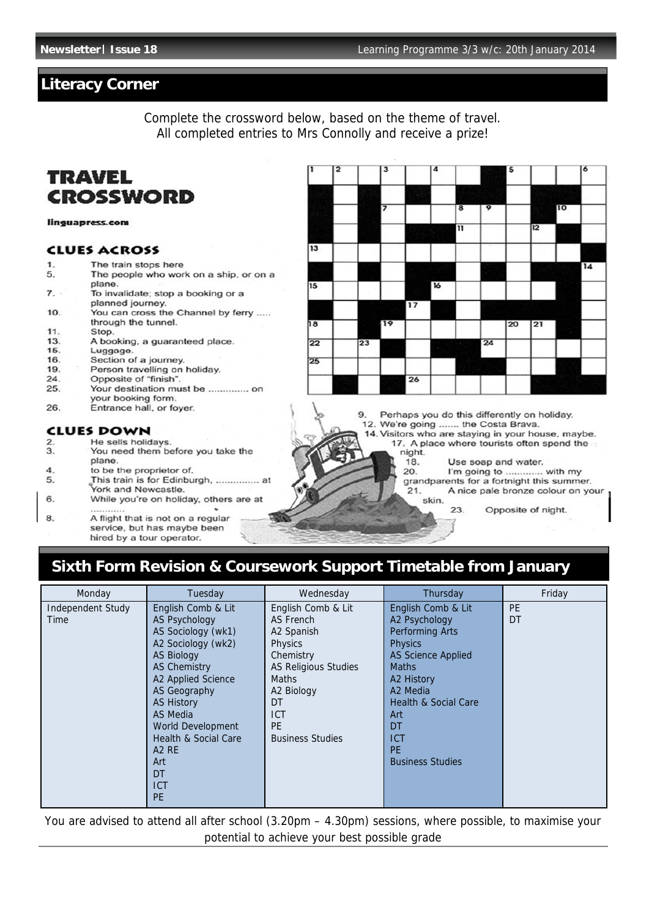## Literacy Corner

Complete the crossword below, based on the theme of travel.
All completed entries to Mrs Connolly and receive a prize!

# TRAVEL CROSSWORD

linguapress.com

### CLUES ACROSS

1. The train stops here
5. The people who work on a ship, or on a plane.
7. To invalidate; stop a booking or a planned journey.
10. You can cross the Channel by ferry ..... through the tunnel.
11. Stop.
13. A booking, a guaranteed place.
15. Luggage.
16. Section of a journey.
19. Person travelling on holiday.
24. Opposite of "finish".
25. Your destination must be ............. on your booking form.
26. Entrance hall, or foyer.

### CLUES DOWN

2. He sells holidays.
3. You need them before you take the plane.
4. to be the proprietor of.
5. This train is for Edinburgh, ............... at York and Newcastle.
6. While you're on holiday, others are at ............
8. A flight that is not on a regular service, but has maybe been hired by a tour operator.
9. Perhaps you do this differently on holiday.
12. We're going ....... the Costa Brava.
14. Visitors who are staying in your house, maybe.
17. A place where tourists often spend the night.
18. Use soap and water.
20. I'm going to ............ with my grandparents for a fortnight this summer.
21. A nice pale bronze colour on your skin.
23. Opposite of night.

## Sixth Form Revision & Coursework Support Timetable from January

| Monday | Tuesday | Wednesday | Thursday | Friday |
|---|---|---|---|---|
| Independent Study Time | English Comb & Lit<br>AS Psychology<br>AS Sociology (wk1)<br>A2 Sociology (wk2)<br>AS Biology<br>AS Chemistry<br>A2 Applied Science<br>AS Geography<br>AS History<br>AS Media<br>World Development<br>Health & Social Care<br>A2 RE<br>Art<br>DT<br>ICT<br>PE | English Comb & Lit<br>AS French<br>A2 Spanish<br>Physics<br>Chemistry<br>AS Religious Studies<br>Maths<br>A2 Biology<br>DT<br>ICT<br>PE<br>Business Studies | English Comb & Lit<br>A2 Psychology<br>Performing Arts<br>Physics<br>AS Science Applied<br>Maths<br>A2 History<br>A2 Media<br>Health & Social Care<br>Art<br>DT<br>ICT<br>PE<br>Business Studies | PE<br>DT |

You are advised to attend all after school (3.20pm – 4.30pm) sessions, where possible, to maximise your potential to achieve your best possible grade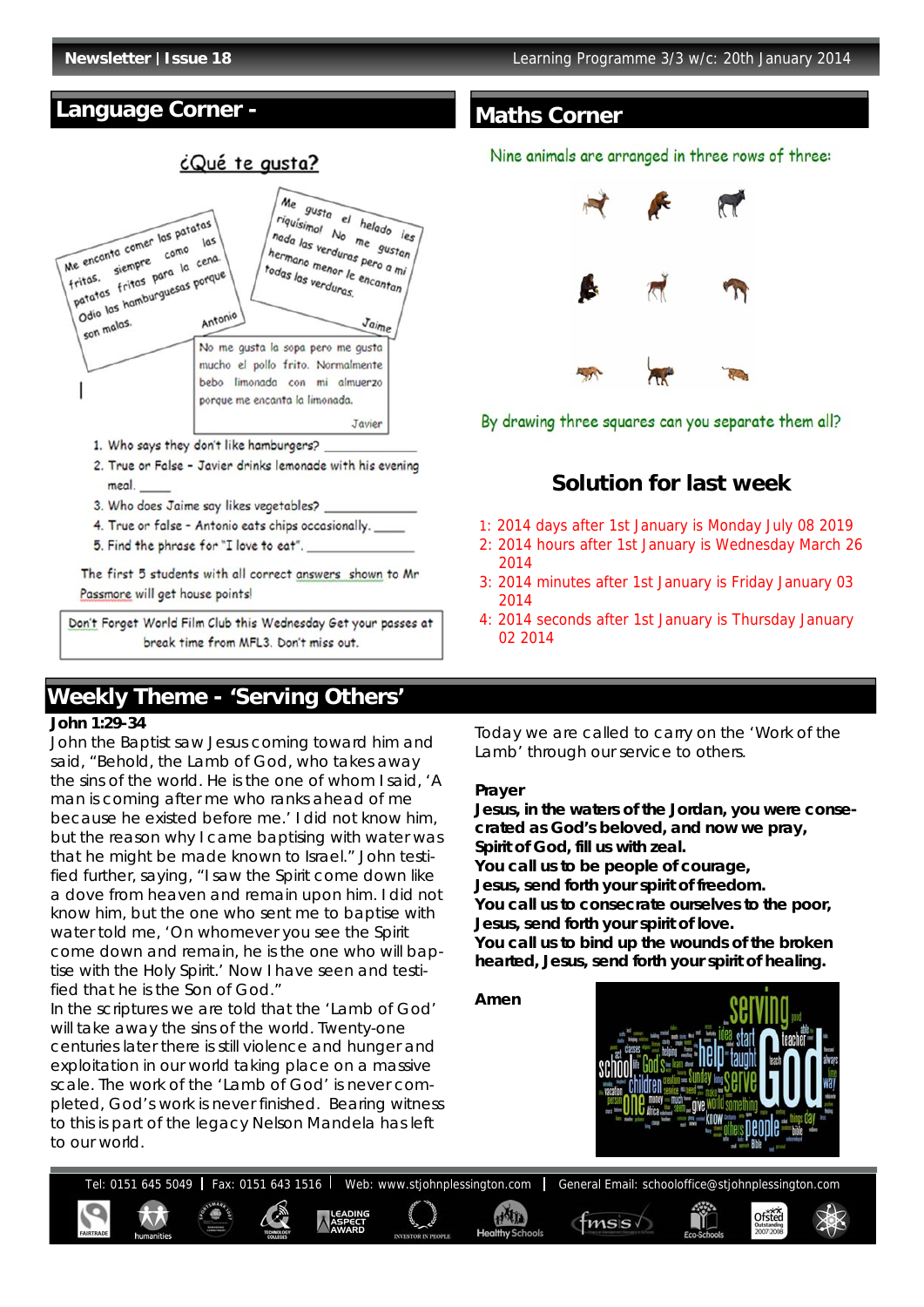## Language Corner -

¿Qué te gusta?

Me encanta comer las patatas fritas, siempre como las patatas fritas para la cena. Odio las hamburguesas porque son malas.

Antonio

Me gusta el helado ¡es riquísimo! No me gustan nada las verduras pero a mi hermano menor le encantan todas las verduras.

Jaime

No me gusta la sopa pero me gusta mucho el pollo frito. Normalmente bebo limonada con mi almuerzo porque me encanta la limonada.

Javier

1. Who says they don't like hamburgers? ____________
2. True or False - Javier drinks lemonade with his evening meal. _____
3. Who does Jaime say likes vegetables? ____________
4. True or false - Antonio eats chips occasionally. _____
5. Find the phrase for "I love to eat". ____________

The first 5 students with all correct answers shown to Mr Passmore will get house points!

Don't Forget World Film Club this Wednesday Get your passes at break time from MFL3. Don't miss out.

## Maths Corner

Nine animals are arranged in three rows of three:

By drawing three squares can you separate them all?

### Solution for last week

1: 2014 days after 1st January is Monday July 08 2019
2: 2014 hours after 1st January is Wednesday March 26 2014
3: 2014 minutes after 1st January is Friday January 03 2014
4: 2014 seconds after 1st January is Thursday January 02 2014

## Weekly Theme - 'Serving Others'

**John 1:29-34**

John the Baptist saw Jesus coming toward him and said, "Behold, the Lamb of God, who takes away the sins of the world. He is the one of whom I said, 'A man is coming after me who ranks ahead of me because he existed before me.' I did not know him, but the reason why I came baptising with water was that he might be made known to Israel." John testified further, saying, "I saw the Spirit come down like a dove from heaven and remain upon him. I did not know him, but the one who sent me to baptise with water told me, 'On whomever you see the Spirit come down and remain, he is the one who will baptise with the Holy Spirit.' Now I have seen and testified that he is the Son of God."

In the scriptures we are told that the 'Lamb of God' will take away the sins of the world. Twenty-one centuries later there is still violence and hunger and exploitation in our world taking place on a massive scale. The work of the 'Lamb of God' is never completed, God's work is never finished. Bearing witness to this is part of the legacy Nelson Mandela has left to our world.

Today we are called to carry on the 'Work of the Lamb' through our service to others.

**Prayer**

**Jesus, in the waters of the Jordan, you were consecrated as God's beloved, and now we pray, Spirit of God, fill us with zeal.**
**You call us to be people of courage,**
**Jesus, send forth your spirit of freedom.**
**You call us to consecrate ourselves to the poor,**
**Jesus, send forth your spirit of love.**
**You call us to bind up the wounds of the broken hearted, Jesus, send forth your spirit of healing.**

**Amen**